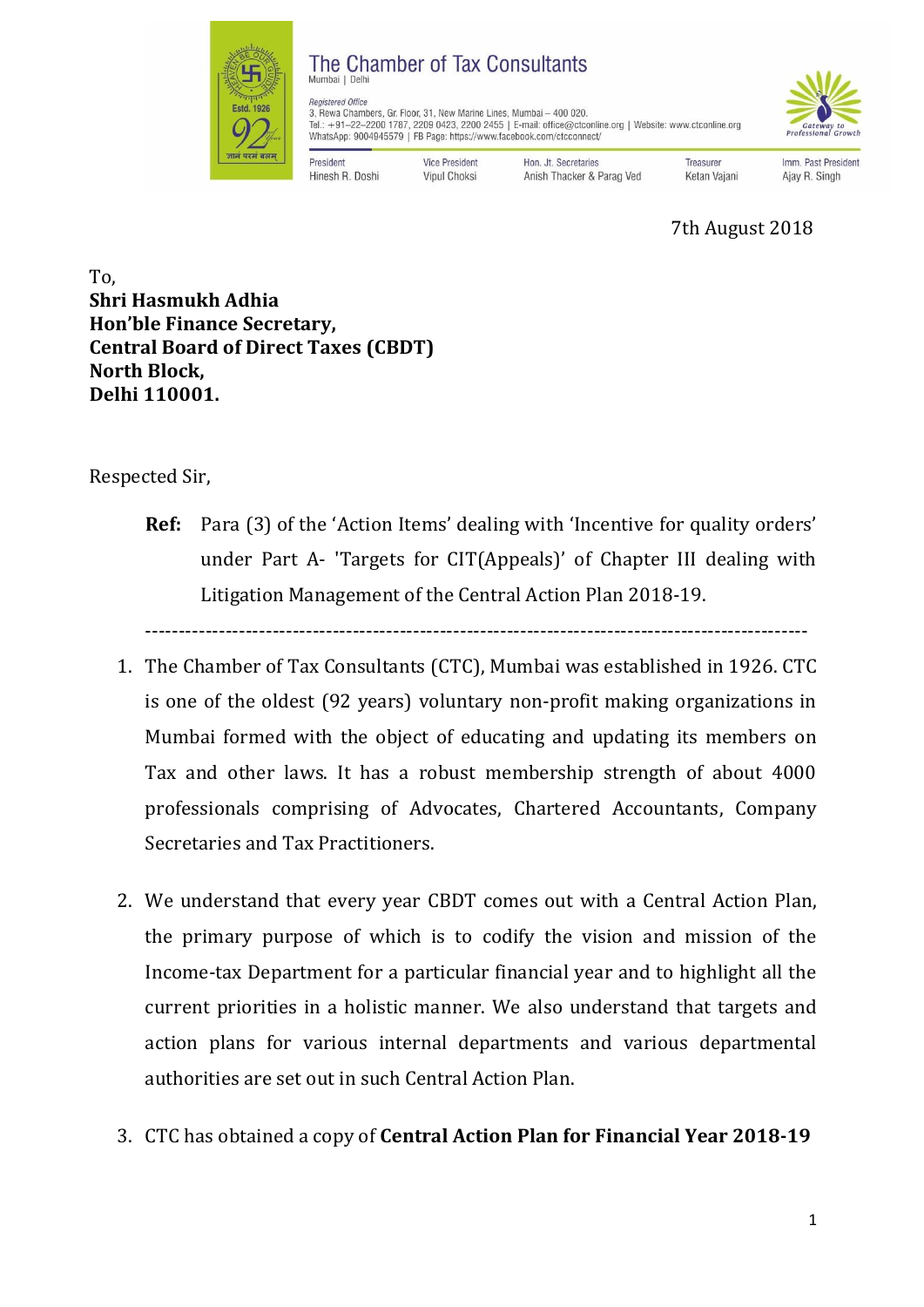# The Chamber of Tax Consultants

Mumbai | Delhi

*Registered Office*
3, Rewa Chambers, Gr. Floor, 31, New Marine Lines, Mumbai – 400 020.
Tel.: +91–22–2200 1787, 2209 0423, 2200 2455 | E-mail: office@ctconline.org | Website: www.ctconline.org
WhatsApp: 9004945579 | FB Page: https://www.facebook.com/ctcconnect/

| President | Vice President | Hon. Jt. Secretaries | Treasurer | Imm. Past President |
|---|---|---|---|---|
| Hinesh R. Doshi | Vipul Choksi | Anish Thacker & Parag Ved | Ketan Vajani | Ajay R. Singh |

7th August 2018

To,
**Shri Hasmukh Adhia**
**Hon'ble Finance Secretary,**
**Central Board of Direct Taxes (CBDT)**
**North Block,**
**Delhi 110001.**

Respected Sir,

**Ref:** Para (3) of the 'Action Items' dealing with 'Incentive for quality orders' under Part A- 'Targets for CIT(Appeals)' of Chapter III dealing with Litigation Management of the Central Action Plan 2018-19.

---

1. The Chamber of Tax Consultants (CTC), Mumbai was established in 1926. CTC is one of the oldest (92 years) voluntary non-profit making organizations in Mumbai formed with the object of educating and updating its members on Tax and other laws. It has a robust membership strength of about 4000 professionals comprising of Advocates, Chartered Accountants, Company Secretaries and Tax Practitioners.

2. We understand that every year CBDT comes out with a Central Action Plan, the primary purpose of which is to codify the vision and mission of the Income-tax Department for a particular financial year and to highlight all the current priorities in a holistic manner. We also understand that targets and action plans for various internal departments and various departmental authorities are set out in such Central Action Plan.

3. CTC has obtained a copy of **Central Action Plan for Financial Year 2018-19**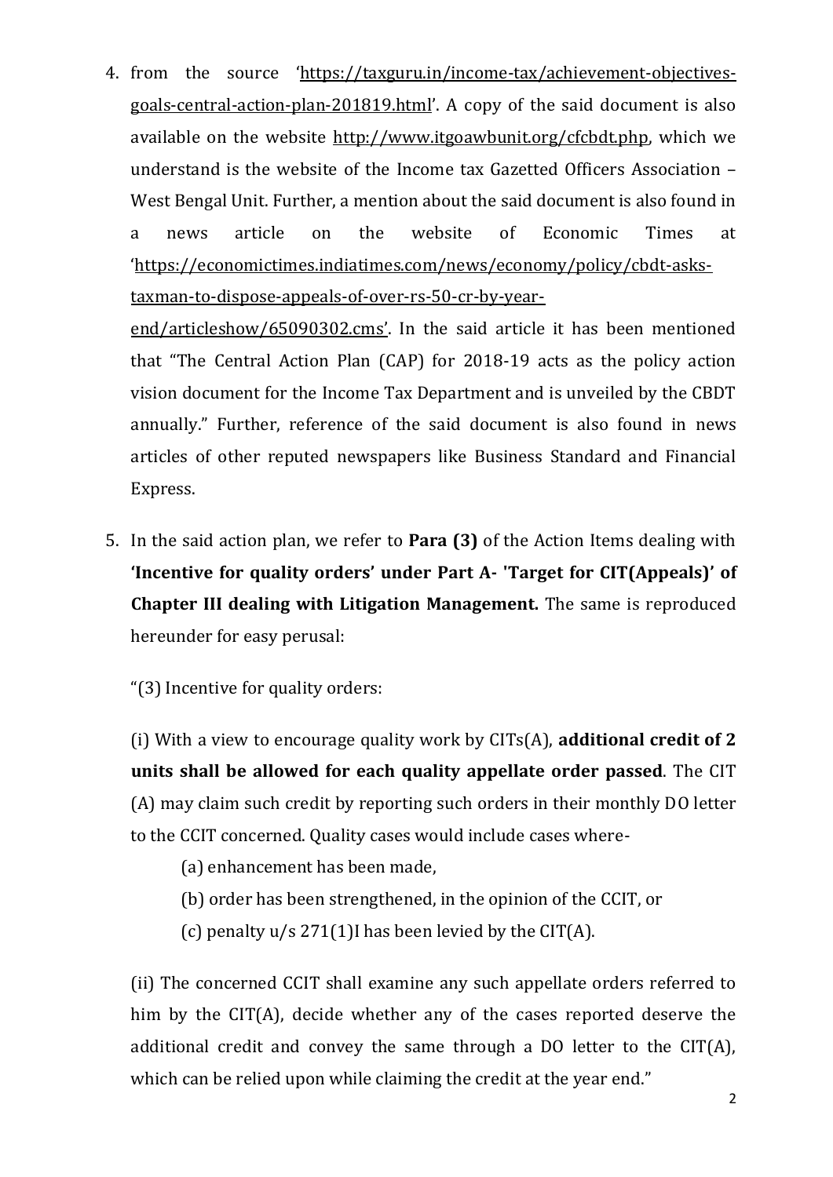4. from the source 'https://taxguru.in/income-tax/achievement-objectives-goals-central-action-plan-201819.html'. A copy of the said document is also available on the website http://www.itgoawbunit.org/cfcbdt.php, which we understand is the website of the Income tax Gazetted Officers Association – West Bengal Unit. Further, a mention about the said document is also found in a news article on the website of Economic Times at 'https://economictimes.indiatimes.com/news/economy/policy/cbdt-asks-taxman-to-dispose-appeals-of-over-rs-50-cr-by-year-end/articleshow/65090302.cms'. In the said article it has been mentioned that "The Central Action Plan (CAP) for 2018-19 acts as the policy action vision document for the Income Tax Department and is unveiled by the CBDT annually." Further, reference of the said document is also found in news articles of other reputed newspapers like Business Standard and Financial Express.

5. In the said action plan, we refer to **Para (3)** of the Action Items dealing with **'Incentive for quality orders' under Part A- 'Target for CIT(Appeals)' of Chapter III dealing with Litigation Management.** The same is reproduced hereunder for easy perusal:

   "(3) Incentive for quality orders:

   (i) With a view to encourage quality work by CITs(A), **additional credit of 2 units shall be allowed for each quality appellate order passed**. The CIT (A) may claim such credit by reporting such orders in their monthly DO letter to the CCIT concerned. Quality cases would include cases where-

   (a) enhancement has been made,

   (b) order has been strengthened, in the opinion of the CCIT, or

   (c) penalty u/s 271(1)I has been levied by the CIT(A).

   (ii) The concerned CCIT shall examine any such appellate orders referred to him by the CIT(A), decide whether any of the cases reported deserve the additional credit and convey the same through a DO letter to the CIT(A), which can be relied upon while claiming the credit at the year end."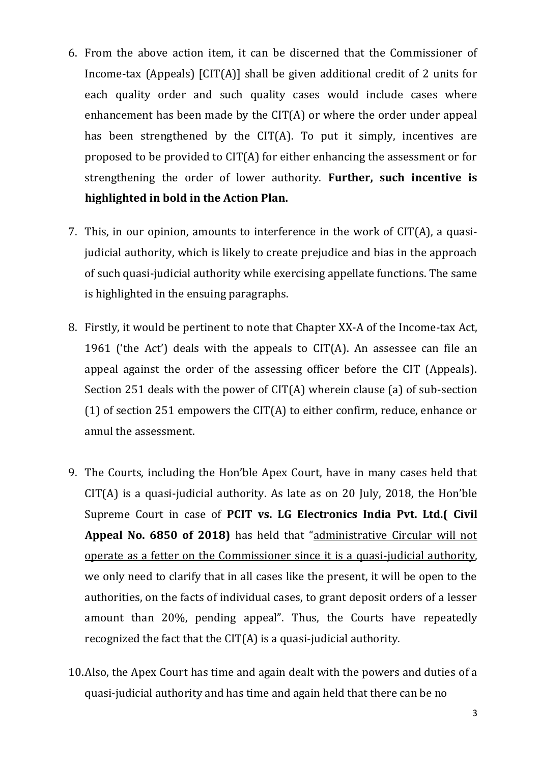6. From the above action item, it can be discerned that the Commissioner of Income-tax (Appeals) [CIT(A)] shall be given additional credit of 2 units for each quality order and such quality cases would include cases where enhancement has been made by the CIT(A) or where the order under appeal has been strengthened by the CIT(A). To put it simply, incentives are proposed to be provided to CIT(A) for either enhancing the assessment or for strengthening the order of lower authority. **Further, such incentive is highlighted in bold in the Action Plan.**

7. This, in our opinion, amounts to interference in the work of CIT(A), a quasi-judicial authority, which is likely to create prejudice and bias in the approach of such quasi-judicial authority while exercising appellate functions. The same is highlighted in the ensuing paragraphs.

8. Firstly, it would be pertinent to note that Chapter XX-A of the Income-tax Act, 1961 ('the Act') deals with the appeals to CIT(A). An assessee can file an appeal against the order of the assessing officer before the CIT (Appeals). Section 251 deals with the power of CIT(A) wherein clause (a) of sub-section (1) of section 251 empowers the CIT(A) to either confirm, reduce, enhance or annul the assessment.

9. The Courts, including the Hon'ble Apex Court, have in many cases held that CIT(A) is a quasi-judicial authority. As late as on 20 July, 2018, the Hon'ble Supreme Court in case of **PCIT vs. LG Electronics India Pvt. Ltd.( Civil Appeal No. 6850 of 2018)** has held that "<u>administrative Circular will not operate as a fetter on the Commissioner since it is a quasi-judicial authority</u>, we only need to clarify that in all cases like the present, it will be open to the authorities, on the facts of individual cases, to grant deposit orders of a lesser amount than 20%, pending appeal". Thus, the Courts have repeatedly recognized the fact that the CIT(A) is a quasi-judicial authority.

10. Also, the Apex Court has time and again dealt with the powers and duties of a quasi-judicial authority and has time and again held that there can be no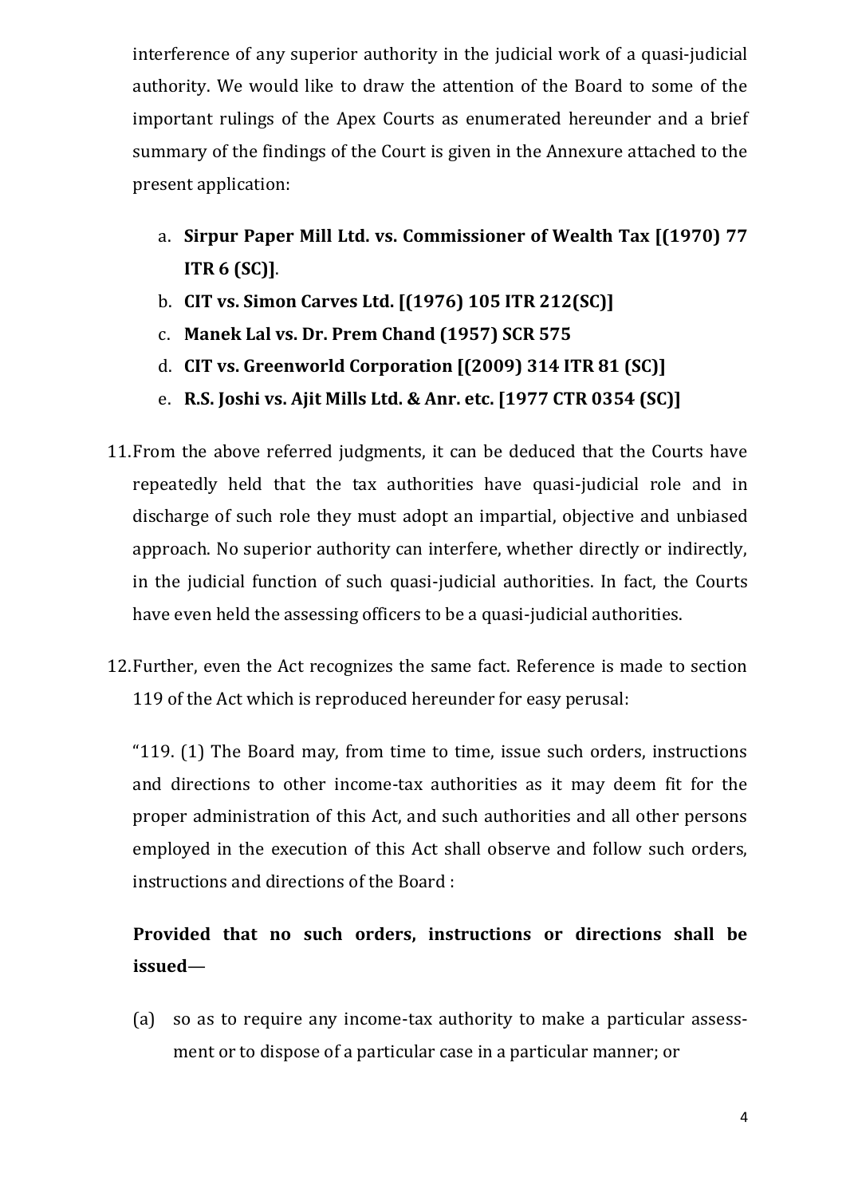interference of any superior authority in the judicial work of a quasi-judicial authority. We would like to draw the attention of the Board to some of the important rulings of the Apex Courts as enumerated hereunder and a brief summary of the findings of the Court is given in the Annexure attached to the present application:

a. **Sirpur Paper Mill Ltd. vs. Commissioner of Wealth Tax [(1970) 77 ITR 6 (SC)]**.
b. **CIT vs. Simon Carves Ltd. [(1976) 105 ITR 212(SC)]**
c. **Manek Lal vs. Dr. Prem Chand (1957) SCR 575**
d. **CIT vs. Greenworld Corporation [(2009) 314 ITR 81 (SC)]**
e. **R.S. Joshi vs. Ajit Mills Ltd. & Anr. etc. [1977 CTR 0354 (SC)]**

11. From the above referred judgments, it can be deduced that the Courts have repeatedly held that the tax authorities have quasi-judicial role and in discharge of such role they must adopt an impartial, objective and unbiased approach. No superior authority can interfere, whether directly or indirectly, in the judicial function of such quasi-judicial authorities. In fact, the Courts have even held the assessing officers to be a quasi-judicial authorities.

12. Further, even the Act recognizes the same fact. Reference is made to section 119 of the Act which is reproduced hereunder for easy perusal:

"119. (1) The Board may, from time to time, issue such orders, instructions and directions to other income-tax authorities as it may deem fit for the proper administration of this Act, and such authorities and all other persons employed in the execution of this Act shall observe and follow such orders, instructions and directions of the Board :

**Provided that no such orders, instructions or directions shall be issued**—

(a) so as to require any income-tax authority to make a particular assessment or to dispose of a particular case in a particular manner; or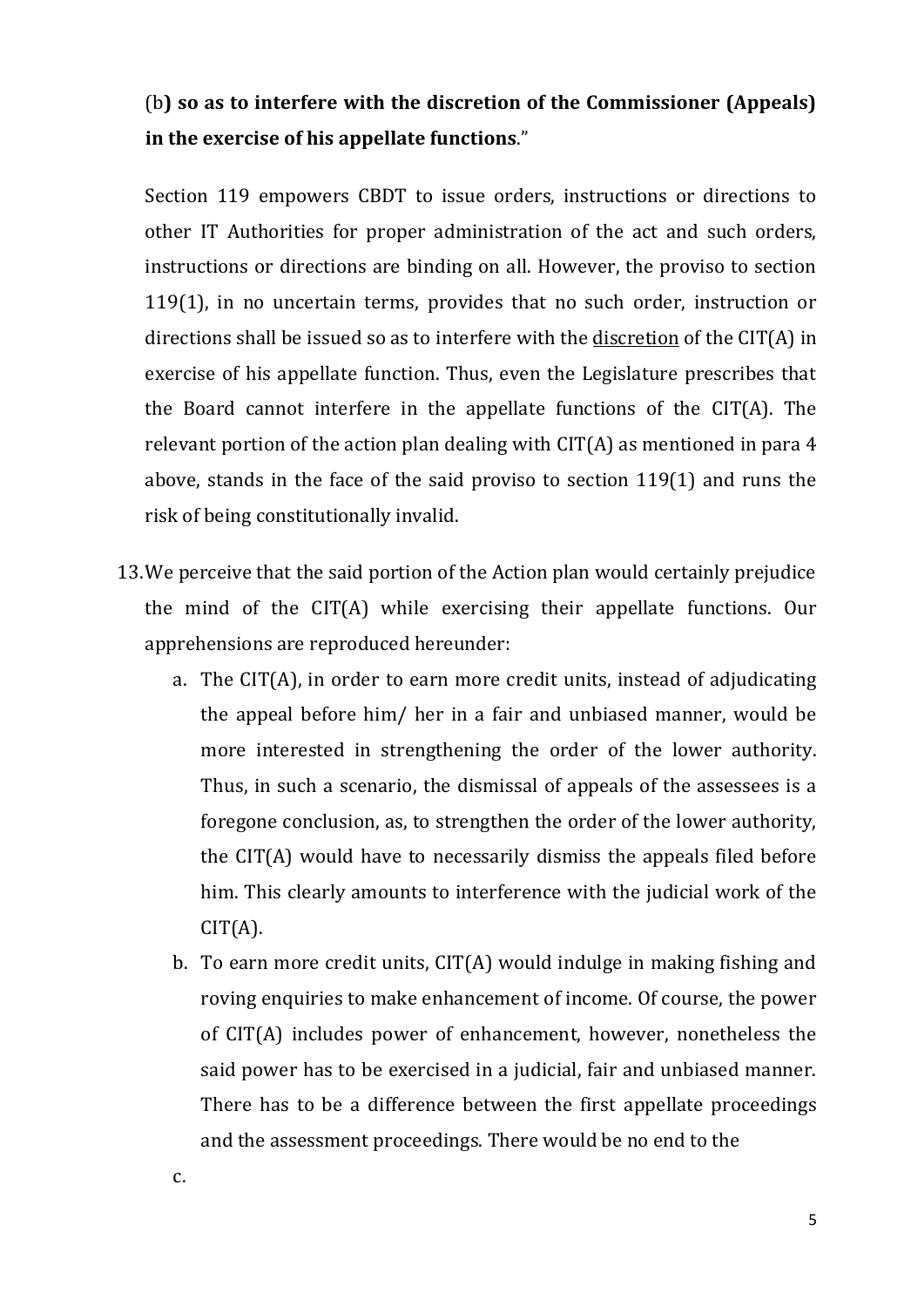(b**) so as to interfere with the discretion of the Commissioner (Appeals) in the exercise of his appellate functions**."

Section 119 empowers CBDT to issue orders, instructions or directions to other IT Authorities for proper administration of the act and such orders, instructions or directions are binding on all. However, the proviso to section 119(1), in no uncertain terms, provides that no such order, instruction or directions shall be issued so as to interfere with the <u>discretion</u> of the CIT(A) in exercise of his appellate function. Thus, even the Legislature prescribes that the Board cannot interfere in the appellate functions of the CIT(A). The relevant portion of the action plan dealing with CIT(A) as mentioned in para 4 above, stands in the face of the said proviso to section 119(1) and runs the risk of being constitutionally invalid.

13. We perceive that the said portion of the Action plan would certainly prejudice the mind of the CIT(A) while exercising their appellate functions. Our apprehensions are reproduced hereunder:

    a. The CIT(A), in order to earn more credit units, instead of adjudicating the appeal before him/ her in a fair and unbiased manner, would be more interested in strengthening the order of the lower authority. Thus, in such a scenario, the dismissal of appeals of the assessees is a foregone conclusion, as, to strengthen the order of the lower authority, the CIT(A) would have to necessarily dismiss the appeals filed before him. This clearly amounts to interference with the judicial work of the CIT(A).

    b. To earn more credit units, CIT(A) would indulge in making fishing and roving enquiries to make enhancement of income. Of course, the power of CIT(A) includes power of enhancement, however, nonetheless the said power has to be exercised in a judicial, fair and unbiased manner. There has to be a difference between the first appellate proceedings and the assessment proceedings. There would be no end to the

    c.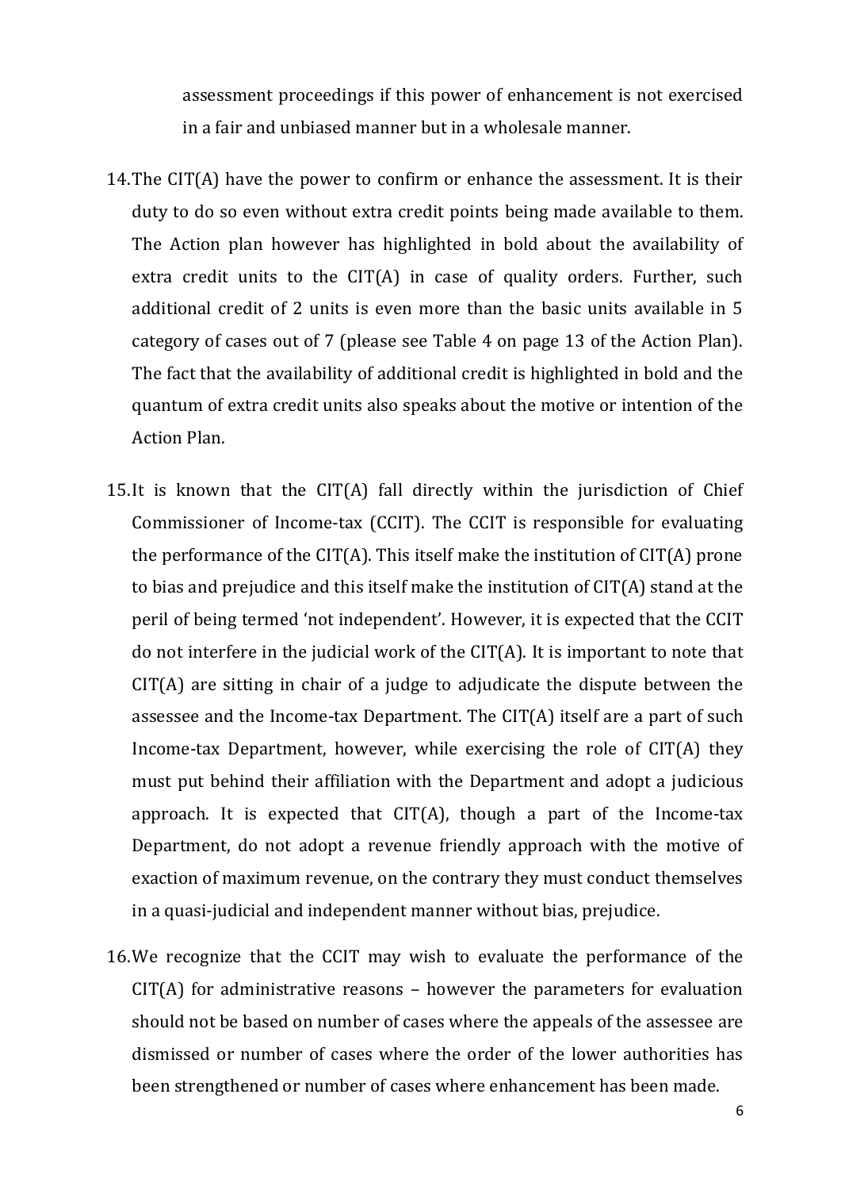assessment proceedings if this power of enhancement is not exercised in a fair and unbiased manner but in a wholesale manner.

14. The CIT(A) have the power to confirm or enhance the assessment. It is their duty to do so even without extra credit points being made available to them. The Action plan however has highlighted in bold about the availability of extra credit units to the CIT(A) in case of quality orders. Further, such additional credit of 2 units is even more than the basic units available in 5 category of cases out of 7 (please see Table 4 on page 13 of the Action Plan). The fact that the availability of additional credit is highlighted in bold and the quantum of extra credit units also speaks about the motive or intention of the Action Plan.

15. It is known that the CIT(A) fall directly within the jurisdiction of Chief Commissioner of Income-tax (CCIT). The CCIT is responsible for evaluating the performance of the CIT(A). This itself make the institution of CIT(A) prone to bias and prejudice and this itself make the institution of CIT(A) stand at the peril of being termed 'not independent'. However, it is expected that the CCIT do not interfere in the judicial work of the CIT(A). It is important to note that CIT(A) are sitting in chair of a judge to adjudicate the dispute between the assessee and the Income-tax Department. The CIT(A) itself are a part of such Income-tax Department, however, while exercising the role of CIT(A) they must put behind their affiliation with the Department and adopt a judicious approach. It is expected that CIT(A), though a part of the Income-tax Department, do not adopt a revenue friendly approach with the motive of exaction of maximum revenue, on the contrary they must conduct themselves in a quasi-judicial and independent manner without bias, prejudice.

16. We recognize that the CCIT may wish to evaluate the performance of the CIT(A) for administrative reasons – however the parameters for evaluation should not be based on number of cases where the appeals of the assessee are dismissed or number of cases where the order of the lower authorities has been strengthened or number of cases where enhancement has been made.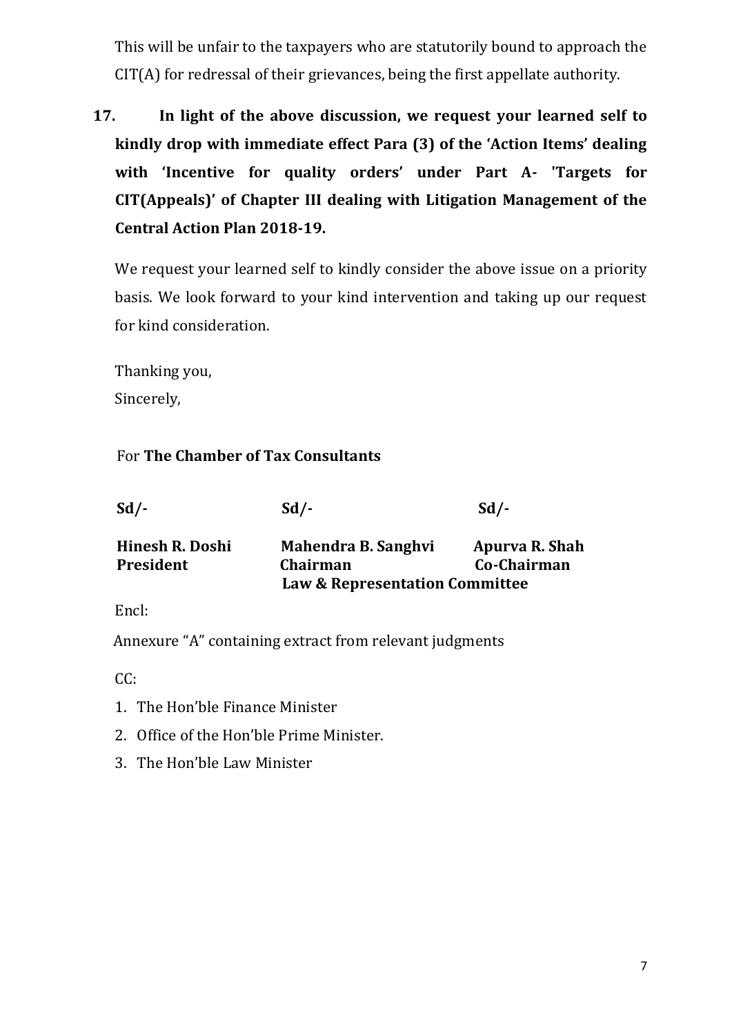This will be unfair to the taxpayers who are statutorily bound to approach the CIT(A) for redressal of their grievances, being the first appellate authority.

**17. In light of the above discussion, we request your learned self to kindly drop with immediate effect Para (3) of the 'Action Items' dealing with 'Incentive for quality orders' under Part A- 'Targets for CIT(Appeals)' of Chapter III dealing with Litigation Management of the Central Action Plan 2018-19.**

We request your learned self to kindly consider the above issue on a priority basis. We look forward to your kind intervention and taking up our request for kind consideration.

Thanking you,

Sincerely,

For **The Chamber of Tax Consultants**

| | | |
|---|---|---|
| **Sd/-** | **Sd/-** | **Sd/-** |
| **Hinesh R. Doshi** | **Mahendra B. Sanghvi** | **Apurva R. Shah** |
| **President** | **Chairman** | **Co-Chairman** |
| | **Law & Representation Committee** | |

Encl:

Annexure "A" containing extract from relevant judgments

CC:

1. The Hon'ble Finance Minister
2. Office of the Hon'ble Prime Minister.
3. The Hon'ble Law Minister